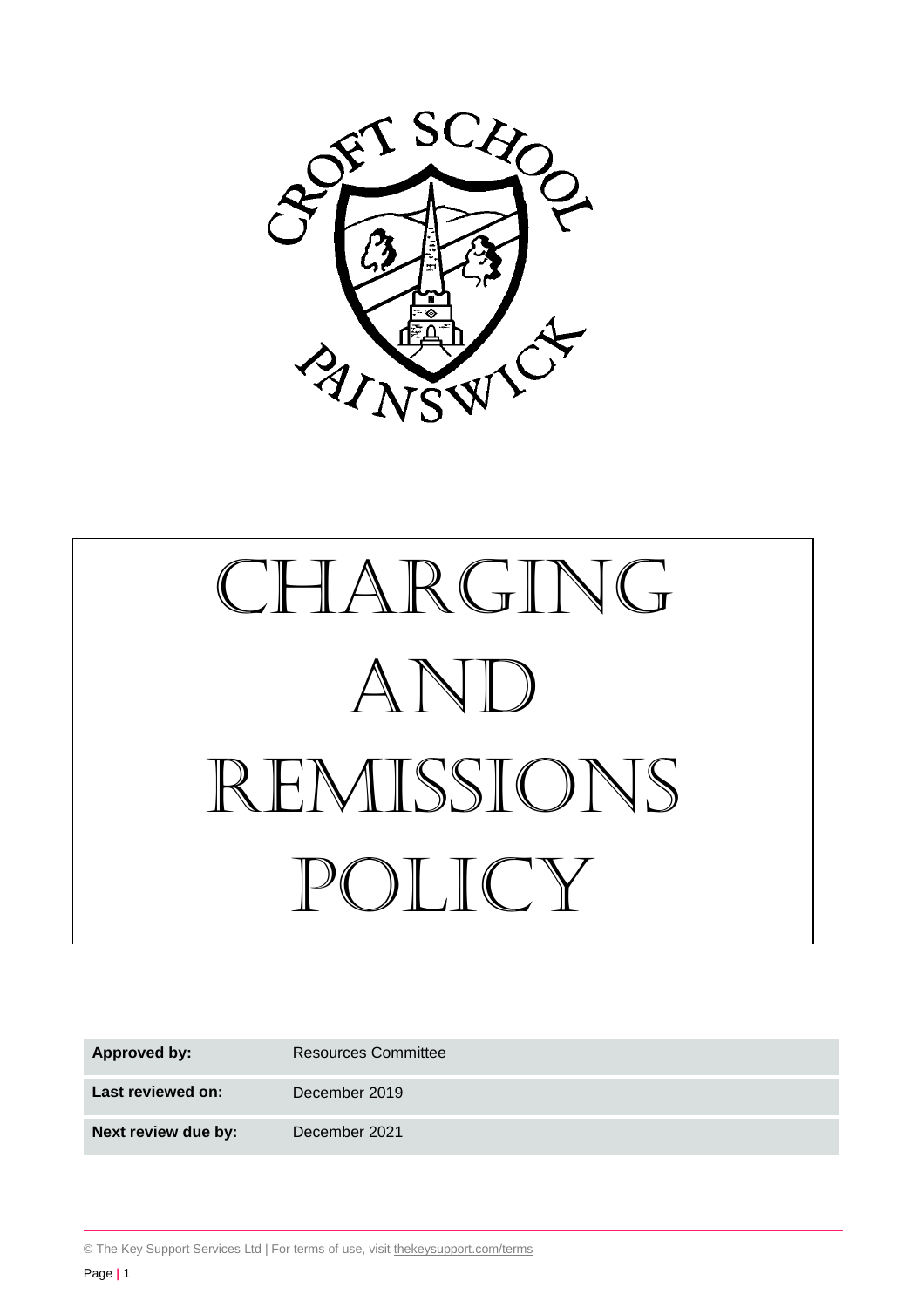# Charging and Remissions Policy

| Approved by: | Resources Committee |
| --- | --- |
| Last reviewed on: | December 2019 |
| Next review due by: | December 2021 |

© The Key Support Services Ltd | For terms of use, visit thekeysupport.com/terms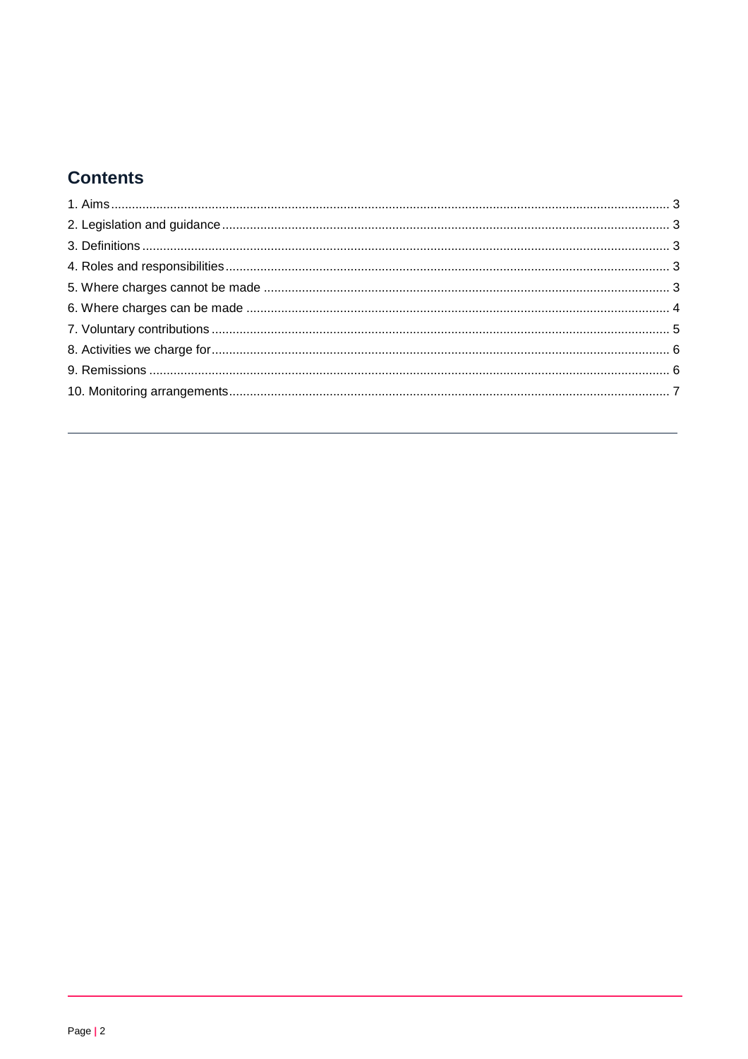## Contents

1. Aims .......... 3
2. Legislation and guidance .......... 3
3. Definitions .......... 3
4. Roles and responsibilities .......... 3
5. Where charges cannot be made .......... 3
6. Where charges can be made .......... 4
7. Voluntary contributions .......... 5
8. Activities we charge for .......... 6
9. Remissions .......... 6
10. Monitoring arrangements .......... 7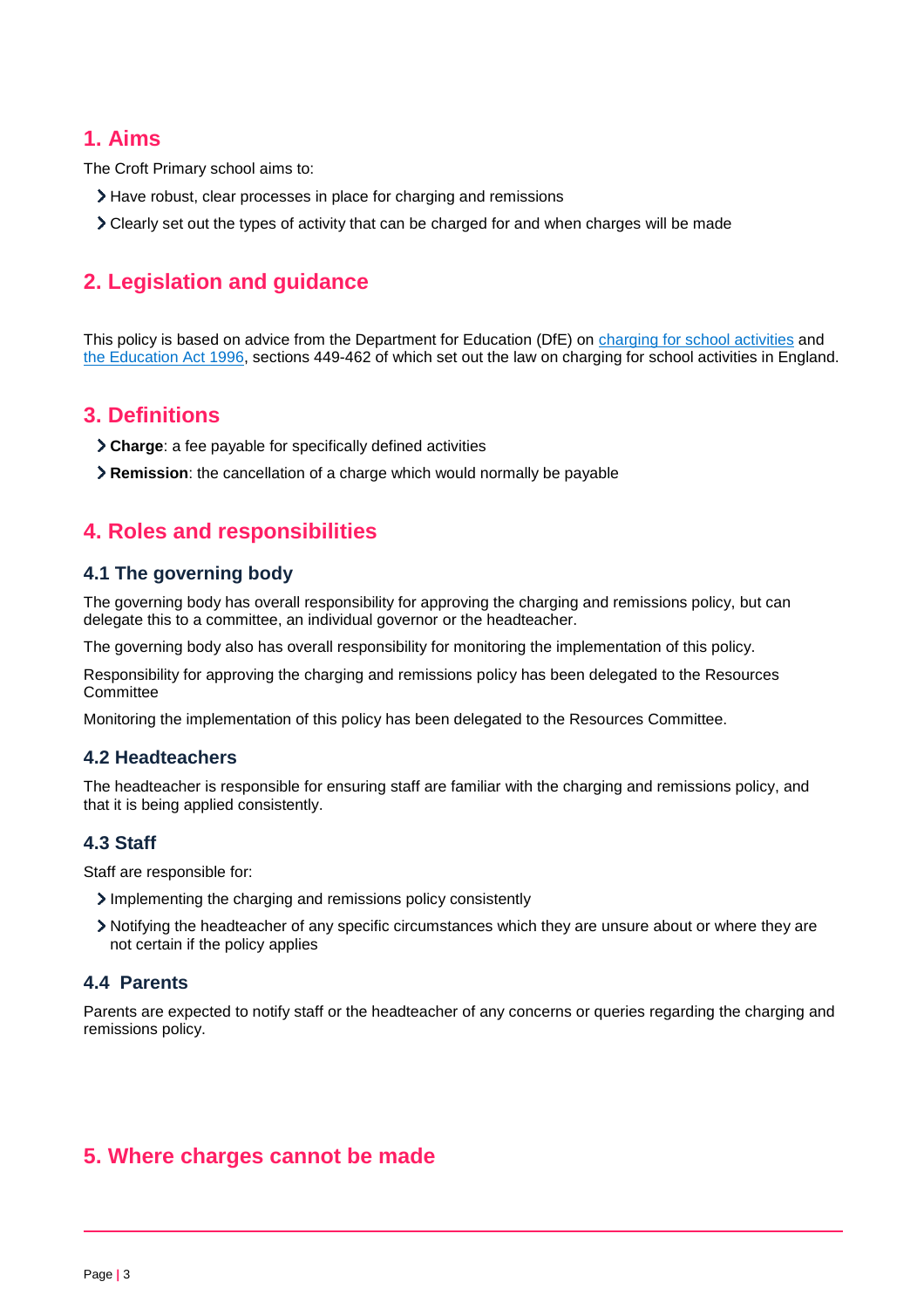## 1. Aims

The Croft Primary school aims to:

- Have robust, clear processes in place for charging and remissions
- Clearly set out the types of activity that can be charged for and when charges will be made

## 2. Legislation and guidance

This policy is based on advice from the Department for Education (DfE) on [charging for school activities](#) and [the Education Act 1996](#), sections 449-462 of which set out the law on charging for school activities in England.

## 3. Definitions

- **Charge**: a fee payable for specifically defined activities
- **Remission**: the cancellation of a charge which would normally be payable

## 4. Roles and responsibilities

### 4.1 The governing body

The governing body has overall responsibility for approving the charging and remissions policy, but can delegate this to a committee, an individual governor or the headteacher.

The governing body also has overall responsibility for monitoring the implementation of this policy.

Responsibility for approving the charging and remissions policy has been delegated to the Resources Committee

Monitoring the implementation of this policy has been delegated to the Resources Committee.

### 4.2 Headteachers

The headteacher is responsible for ensuring staff are familiar with the charging and remissions policy, and that it is being applied consistently.

### 4.3 Staff

Staff are responsible for:

- Implementing the charging and remissions policy consistently
- Notifying the headteacher of any specific circumstances which they are unsure about or where they are not certain if the policy applies

### 4.4 Parents

Parents are expected to notify staff or the headteacher of any concerns or queries regarding the charging and remissions policy.

## 5. Where charges cannot be made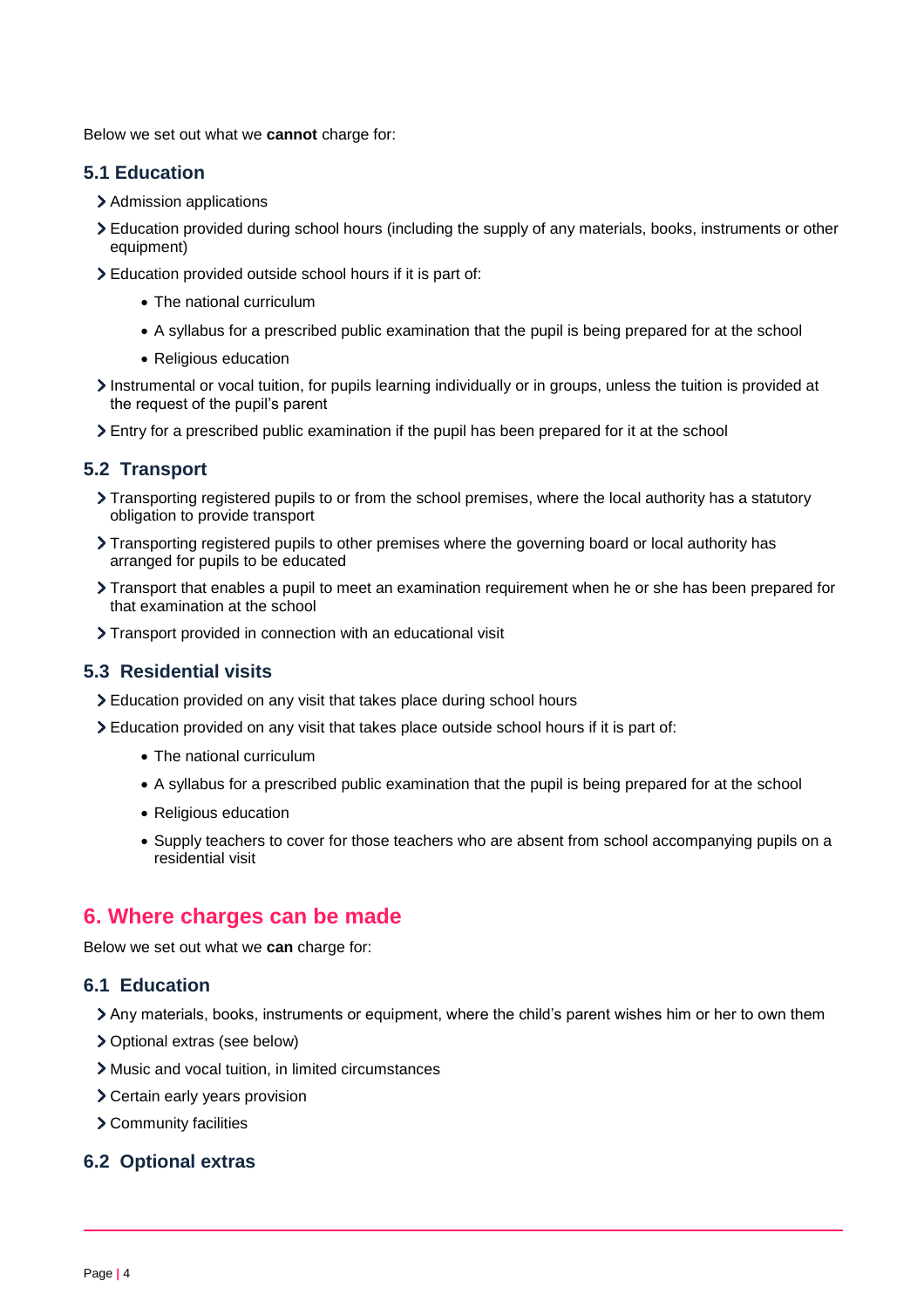Below we set out what we **cannot** charge for:

### 5.1 Education

- Admission applications
- Education provided during school hours (including the supply of any materials, books, instruments or other equipment)
- Education provided outside school hours if it is part of:
  - The national curriculum
  - A syllabus for a prescribed public examination that the pupil is being prepared for at the school
  - Religious education
- Instrumental or vocal tuition, for pupils learning individually or in groups, unless the tuition is provided at the request of the pupil's parent
- Entry for a prescribed public examination if the pupil has been prepared for it at the school

### 5.2 Transport

- Transporting registered pupils to or from the school premises, where the local authority has a statutory obligation to provide transport
- Transporting registered pupils to other premises where the governing board or local authority has arranged for pupils to be educated
- Transport that enables a pupil to meet an examination requirement when he or she has been prepared for that examination at the school
- Transport provided in connection with an educational visit

### 5.3 Residential visits

- Education provided on any visit that takes place during school hours
- Education provided on any visit that takes place outside school hours if it is part of:
  - The national curriculum
  - A syllabus for a prescribed public examination that the pupil is being prepared for at the school
  - Religious education
  - Supply teachers to cover for those teachers who are absent from school accompanying pupils on a residential visit

## 6. Where charges can be made

Below we set out what we **can** charge for:

### 6.1 Education

- Any materials, books, instruments or equipment, where the child's parent wishes him or her to own them
- Optional extras (see below)
- Music and vocal tuition, in limited circumstances
- Certain early years provision
- Community facilities

### 6.2 Optional extras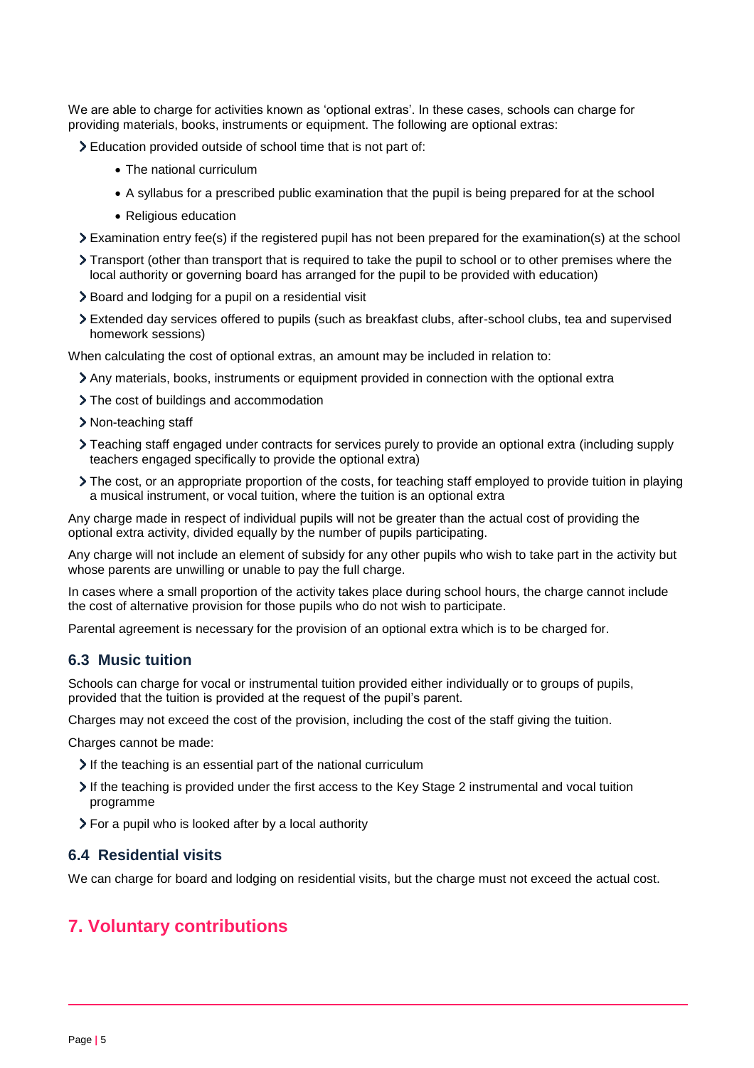We are able to charge for activities known as 'optional extras'. In these cases, schools can charge for providing materials, books, instruments or equipment. The following are optional extras:

- Education provided outside of school time that is not part of:
  - The national curriculum
  - A syllabus for a prescribed public examination that the pupil is being prepared for at the school
  - Religious education
- Examination entry fee(s) if the registered pupil has not been prepared for the examination(s) at the school
- Transport (other than transport that is required to take the pupil to school or to other premises where the local authority or governing board has arranged for the pupil to be provided with education)
- Board and lodging for a pupil on a residential visit
- Extended day services offered to pupils (such as breakfast clubs, after-school clubs, tea and supervised homework sessions)

When calculating the cost of optional extras, an amount may be included in relation to:

- Any materials, books, instruments or equipment provided in connection with the optional extra
- The cost of buildings and accommodation
- Non-teaching staff
- Teaching staff engaged under contracts for services purely to provide an optional extra (including supply teachers engaged specifically to provide the optional extra)
- The cost, or an appropriate proportion of the costs, for teaching staff employed to provide tuition in playing a musical instrument, or vocal tuition, where the tuition is an optional extra

Any charge made in respect of individual pupils will not be greater than the actual cost of providing the optional extra activity, divided equally by the number of pupils participating.

Any charge will not include an element of subsidy for any other pupils who wish to take part in the activity but whose parents are unwilling or unable to pay the full charge.

In cases where a small proportion of the activity takes place during school hours, the charge cannot include the cost of alternative provision for those pupils who do not wish to participate.

Parental agreement is necessary for the provision of an optional extra which is to be charged for.

### 6.3 Music tuition

Schools can charge for vocal or instrumental tuition provided either individually or to groups of pupils, provided that the tuition is provided at the request of the pupil's parent.

Charges may not exceed the cost of the provision, including the cost of the staff giving the tuition.

Charges cannot be made:

- If the teaching is an essential part of the national curriculum
- If the teaching is provided under the first access to the Key Stage 2 instrumental and vocal tuition programme
- For a pupil who is looked after by a local authority

### 6.4 Residential visits

We can charge for board and lodging on residential visits, but the charge must not exceed the actual cost.

## 7. Voluntary contributions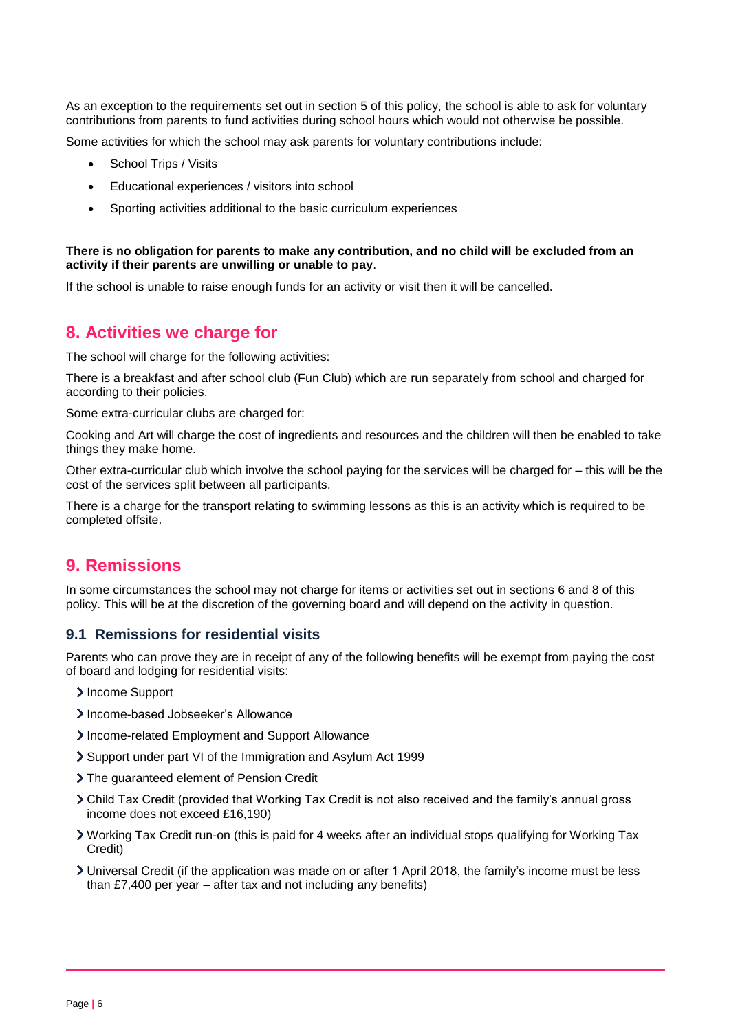As an exception to the requirements set out in section 5 of this policy, the school is able to ask for voluntary contributions from parents to fund activities during school hours which would not otherwise be possible.

Some activities for which the school may ask parents for voluntary contributions include:

- School Trips / Visits
- Educational experiences / visitors into school
- Sporting activities additional to the basic curriculum experiences

**There is no obligation for parents to make any contribution, and no child will be excluded from an activity if their parents are unwilling or unable to pay**.

If the school is unable to raise enough funds for an activity or visit then it will be cancelled.

## 8. Activities we charge for

The school will charge for the following activities:

There is a breakfast and after school club (Fun Club) which are run separately from school and charged for according to their policies.

Some extra-curricular clubs are charged for:

Cooking and Art will charge the cost of ingredients and resources and the children will then be enabled to take things they make home.

Other extra-curricular club which involve the school paying for the services will be charged for – this will be the cost of the services split between all participants.

There is a charge for the transport relating to swimming lessons as this is an activity which is required to be completed offsite.

## 9. Remissions

In some circumstances the school may not charge for items or activities set out in sections 6 and 8 of this policy. This will be at the discretion of the governing board and will depend on the activity in question.

### 9.1 Remissions for residential visits

Parents who can prove they are in receipt of any of the following benefits will be exempt from paying the cost of board and lodging for residential visits:

- Income Support
- Income-based Jobseeker's Allowance
- Income-related Employment and Support Allowance
- Support under part VI of the Immigration and Asylum Act 1999
- The guaranteed element of Pension Credit
- Child Tax Credit (provided that Working Tax Credit is not also received and the family's annual gross income does not exceed £16,190)
- Working Tax Credit run-on (this is paid for 4 weeks after an individual stops qualifying for Working Tax Credit)
- Universal Credit (if the application was made on or after 1 April 2018, the family's income must be less than £7,400 per year – after tax and not including any benefits)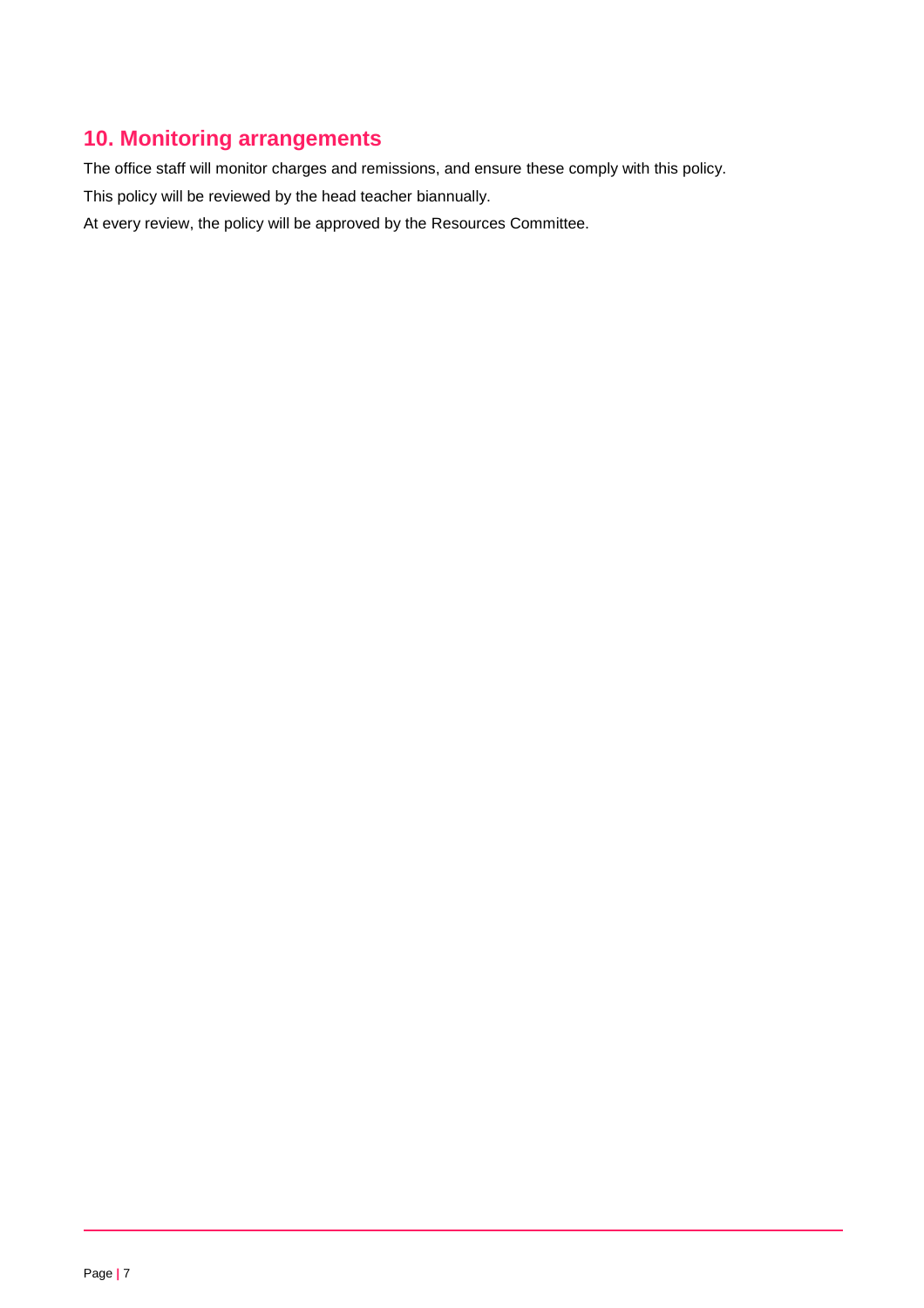## 10. Monitoring arrangements

The office staff will monitor charges and remissions, and ensure these comply with this policy.

This policy will be reviewed by the head teacher biannually.

At every review, the policy will be approved by the Resources Committee.